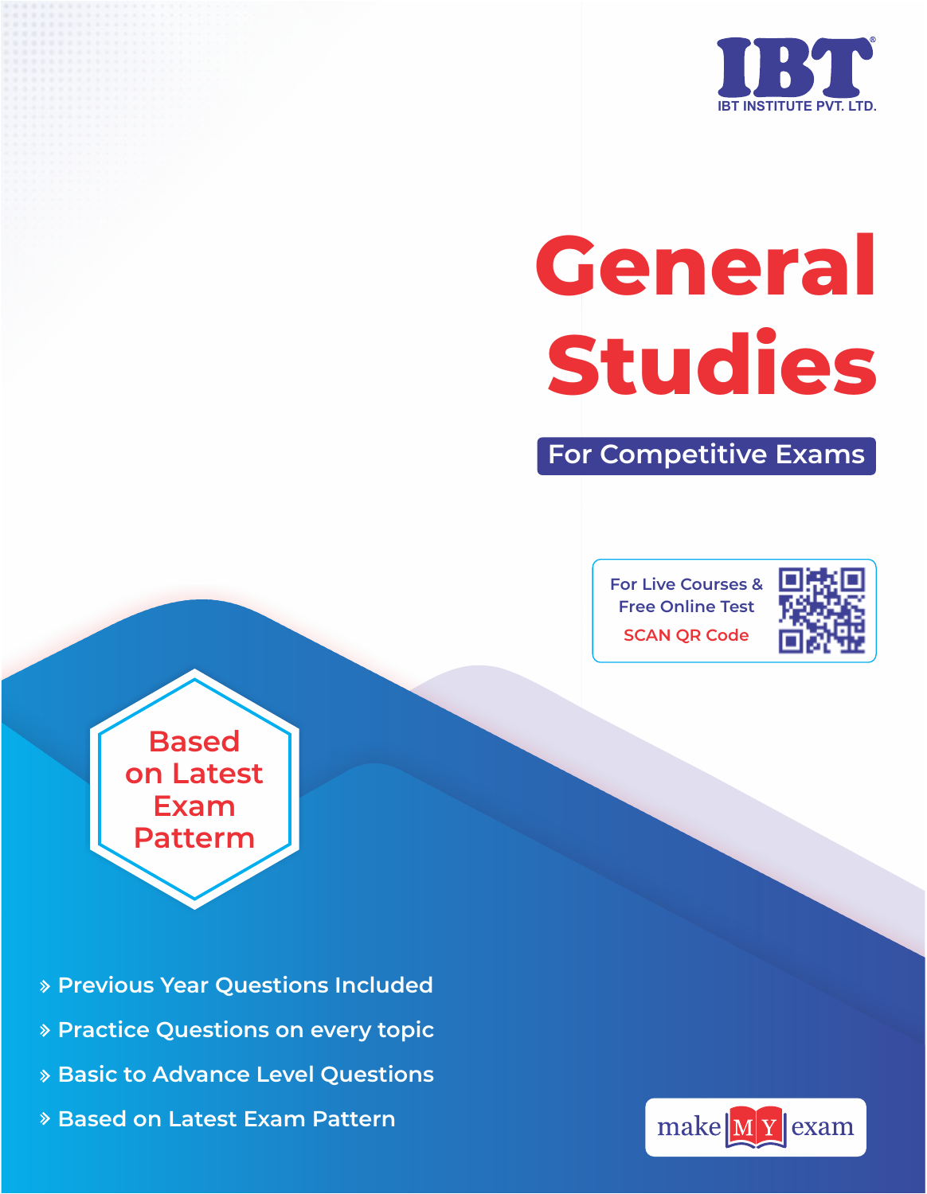IBT

IBT INSTITUTE PVT. LTD.

# General Studies

## For Competitive Exams

For Live Courses & Free Online Test

SCAN QR Code

Based on Latest Exam Patterm

- Previous Year Questions Included
- Practice Questions on every topic
- Basic to Advance Level Questions
- Based on Latest Exam Pattern

make MY exam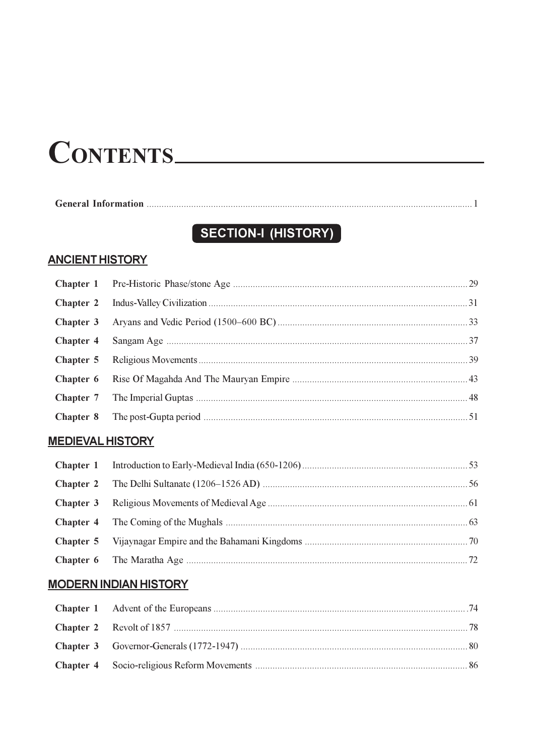# CONTENTS

**General Information** ..... 1

## SECTION-I (HISTORY)

### ANCIENT HISTORY

| | | |
|---|---|---|
| **Chapter 1** | Pre-Historic Phase/stone Age | 29 |
| **Chapter 2** | Indus-Valley Civilization | 31 |
| **Chapter 3** | Aryans and Vedic Period (1500–600 BC) | 33 |
| **Chapter 4** | Sangam Age | 37 |
| **Chapter 5** | Religious Movements | 39 |
| **Chapter 6** | Rise Of Magahda And The Mauryan Empire | 43 |
| **Chapter 7** | The Imperial Guptas | 48 |
| **Chapter 8** | The post-Gupta period | 51 |

### MEDIEVAL HISTORY

| | | |
|---|---|---|
| **Chapter 1** | Introduction to Early-Medieval India (650-1206) | 53 |
| **Chapter 2** | The Delhi Sultanate (1206–1526 AD) | 56 |
| **Chapter 3** | Religious Movements of Medieval Age | 61 |
| **Chapter 4** | The Coming of the Mughals | 63 |
| **Chapter 5** | Vijaynagar Empire and the Bahamani Kingdoms | 70 |
| **Chapter 6** | The Maratha Age | 72 |

### MODERN INDIAN HISTORY

| | | |
|---|---|---|
| **Chapter 1** | Advent of the Europeans | 74 |
| **Chapter 2** | Revolt of 1857 | 78 |
| **Chapter 3** | Governor-Generals (1772-1947) | 80 |
| **Chapter 4** | Socio-religious Reform Movements | 86 |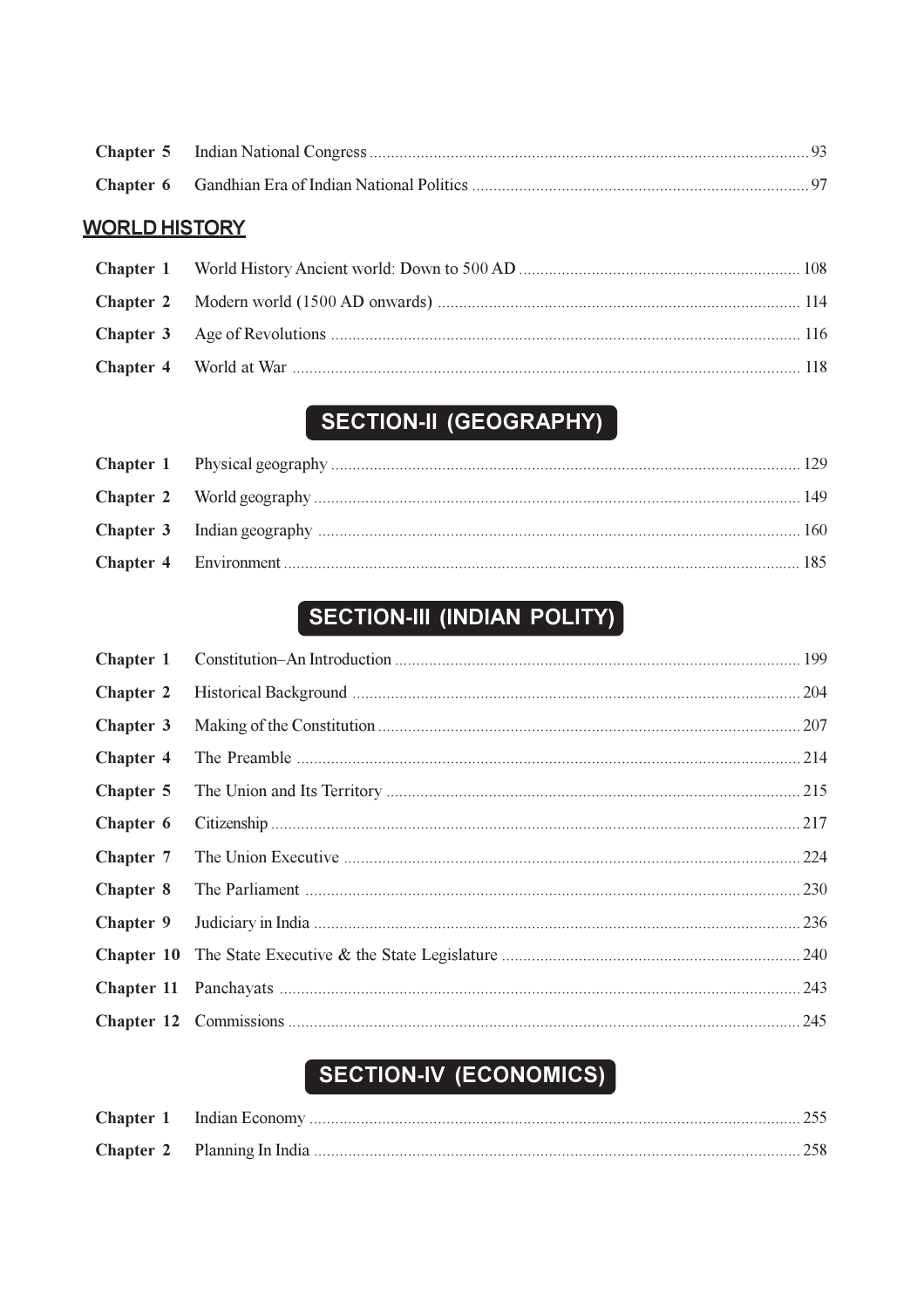| | | |
|---|---|---|
| **Chapter 5** | Indian National Congress | 93 |
| **Chapter 6** | Gandhian Era of Indian National Politics | 97 |

## WORLD HISTORY

| | | |
|---|---|---|
| **Chapter 1** | World History Ancient world: Down to 500 AD | 108 |
| **Chapter 2** | Modern world (1500 AD onwards) | 114 |
| **Chapter 3** | Age of Revolutions | 116 |
| **Chapter 4** | World at War | 118 |

## SECTION-II (GEOGRAPHY)

| | | |
|---|---|---|
| **Chapter 1** | Physical geography | 129 |
| **Chapter 2** | World geography | 149 |
| **Chapter 3** | Indian geography | 160 |
| **Chapter 4** | Environment | 185 |

## SECTION-III (INDIAN POLITY)

| | | |
|---|---|---|
| **Chapter 1** | Constitution–An Introduction | 199 |
| **Chapter 2** | Historical Background | 204 |
| **Chapter 3** | Making of the Constitution | 207 |
| **Chapter 4** | The Preamble | 214 |
| **Chapter 5** | The Union and Its Territory | 215 |
| **Chapter 6** | Citizenship | 217 |
| **Chapter 7** | The Union Executive | 224 |
| **Chapter 8** | The Parliament | 230 |
| **Chapter 9** | Judiciary in India | 236 |
| **Chapter 10** | The State Executive & the State Legislature | 240 |
| **Chapter 11** | Panchayats | 243 |
| **Chapter 12** | Commissions | 245 |

## SECTION-IV (ECONOMICS)

| | | |
|---|---|---|
| **Chapter 1** | Indian Economy | 255 |
| **Chapter 2** | Planning In India | 258 |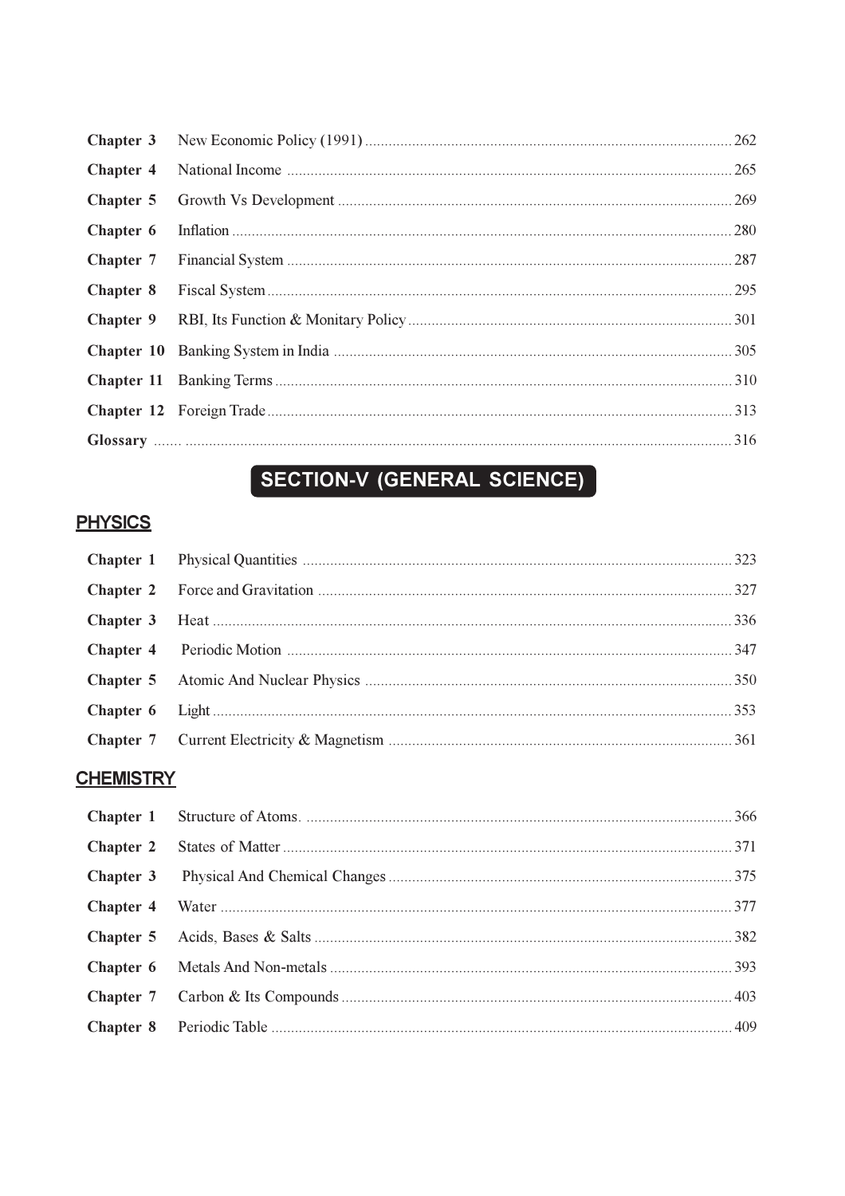| | | |
|---|---|---|
| **Chapter 3** | New Economic Policy (1991) | 262 |
| **Chapter 4** | National Income | 265 |
| **Chapter 5** | Growth Vs Development | 269 |
| **Chapter 6** | Inflation | 280 |
| **Chapter 7** | Financial System | 287 |
| **Chapter 8** | Fiscal System | 295 |
| **Chapter 9** | RBI, Its Function & Monitary Policy | 301 |
| **Chapter 10** | Banking System in India | 305 |
| **Chapter 11** | Banking Terms | 310 |
| **Chapter 12** | Foreign Trade | 313 |
| **Glossary** | | 316 |

# SECTION-V (GENERAL SCIENCE)

## PHYSICS

| | | |
|---|---|---|
| **Chapter 1** | Physical Quantities | 323 |
| **Chapter 2** | Force and Gravitation | 327 |
| **Chapter 3** | Heat | 336 |
| **Chapter 4** | Periodic Motion | 347 |
| **Chapter 5** | Atomic And Nuclear Physics | 350 |
| **Chapter 6** | Light | 353 |
| **Chapter 7** | Current Electricity & Magnetism | 361 |

## CHEMISTRY

| | | |
|---|---|---|
| **Chapter 1** | Structure of Atoms. | 366 |
| **Chapter 2** | States of Matter | 371 |
| **Chapter 3** | Physical And Chemical Changes | 375 |
| **Chapter 4** | Water | 377 |
| **Chapter 5** | Acids, Bases & Salts | 382 |
| **Chapter 6** | Metals And Non-metals | 393 |
| **Chapter 7** | Carbon & Its Compounds | 403 |
| **Chapter 8** | Periodic Table | 409 |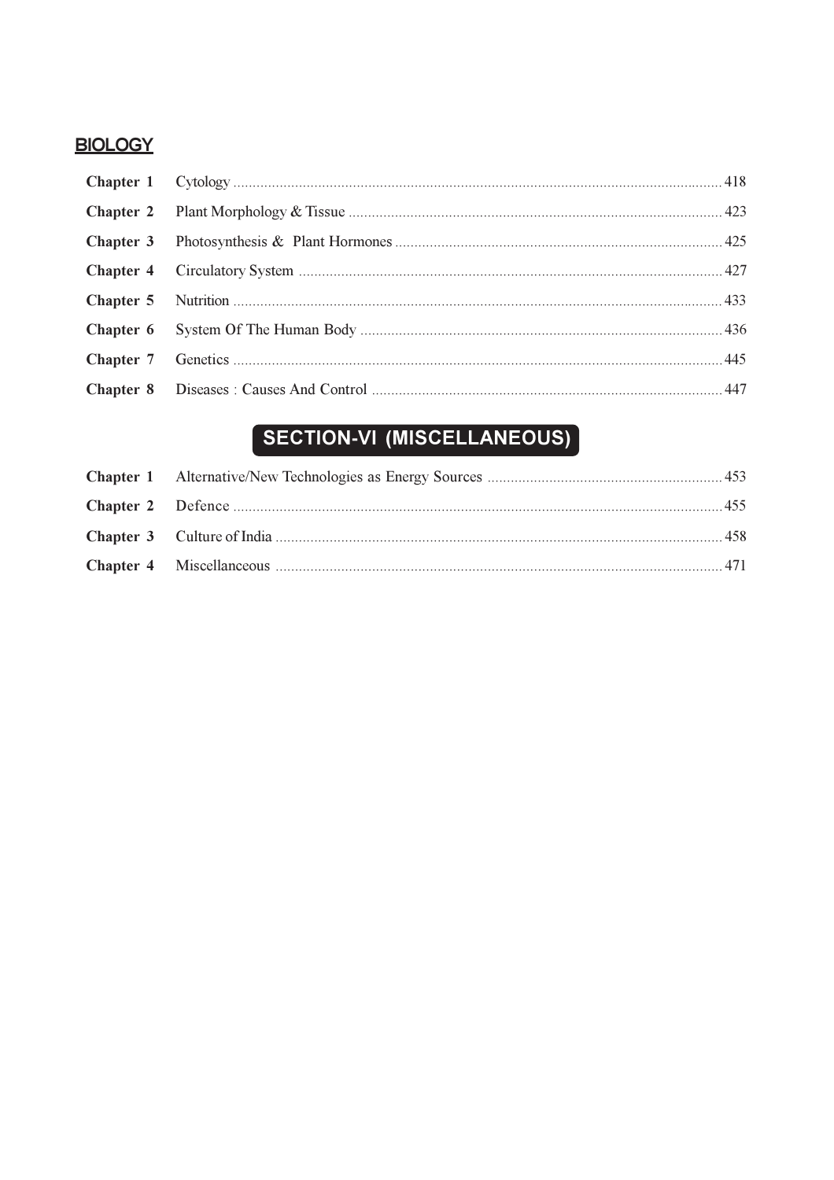## BIOLOGY

| | | |
|---|---|---|
| **Chapter 1** | Cytology | 418 |
| **Chapter 2** | Plant Morphology & Tissue | 423 |
| **Chapter 3** | Photosynthesis & Plant Hormones | 425 |
| **Chapter 4** | Circulatory System | 427 |
| **Chapter 5** | Nutrition | 433 |
| **Chapter 6** | System Of The Human Body | 436 |
| **Chapter 7** | Genetics | 445 |
| **Chapter 8** | Diseases : Causes And Control | 447 |

# SECTION-VI (MISCELLANEOUS)

| | | |
|---|---|---|
| **Chapter 1** | Alternative/New Technologies as Energy Sources | 453 |
| **Chapter 2** | Defence | 455 |
| **Chapter 3** | Culture of India | 458 |
| **Chapter 4** | Miscellaneous | 471 |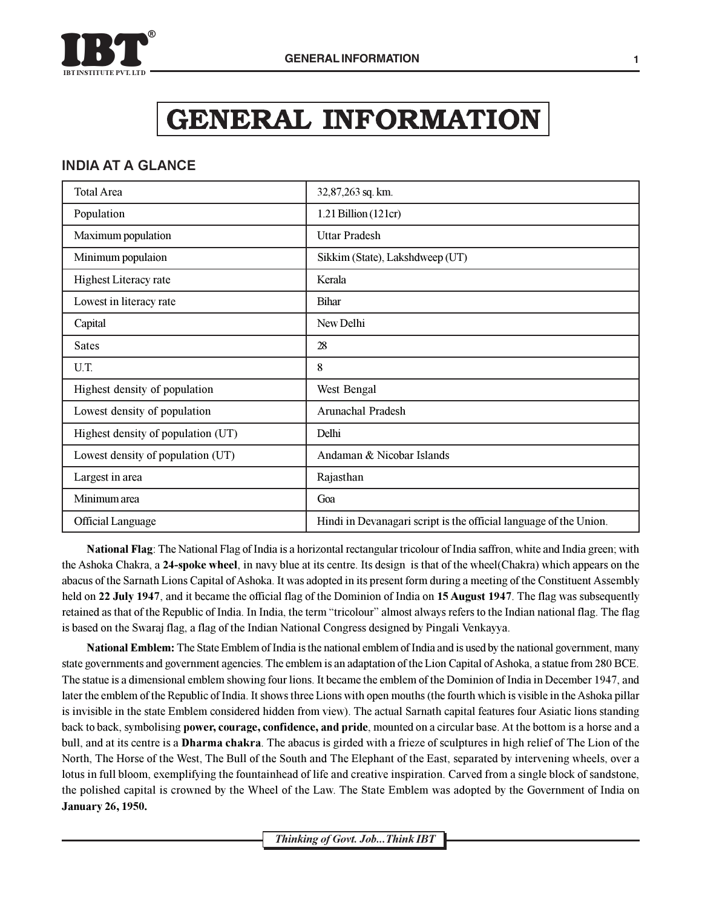# GENERAL INFORMATION

## INDIA AT A GLANCE

| | |
|---|---|
| Total Area | 32,87,263 sq. km. |
| Population | 1.21 Billion (121cr) |
| Maximum population | Uttar Pradesh |
| Minimum populaion | Sikkim (State), Lakshdweep (UT) |
| Highest Literacy rate | Kerala |
| Lowest in literacy rate | Bihar |
| Capital | New Delhi |
| Sates | 28 |
| U.T. | 8 |
| Highest density of population | West Bengal |
| Lowest density of population | Arunachal Pradesh |
| Highest density of population (UT) | Delhi |
| Lowest density of population (UT) | Andaman & Nicobar Islands |
| Largest in area | Rajasthan |
| Minimum area | Goa |
| Official Language | Hindi in Devanagari script is the official language of the Union. |

**National Flag**: The National Flag of India is a horizontal rectangular tricolour of India saffron, white and India green; with the Ashoka Chakra, a **24-spoke wheel**, in navy blue at its centre. Its design is that of the wheel(Chakra) which appears on the abacus of the Sarnath Lions Capital of Ashoka. It was adopted in its present form during a meeting of the Constituent Assembly held on **22 July 1947**, and it became the official flag of the Dominion of India on **15 August 1947**. The flag was subsequently retained as that of the Republic of India. In India, the term "tricolour" almost always refers to the Indian national flag. The flag is based on the Swaraj flag, a flag of the Indian National Congress designed by Pingali Venkayya.

**National Emblem:** The State Emblem of India is the national emblem of India and is used by the national government, many state governments and government agencies. The emblem is an adaptation of the Lion Capital of Ashoka, a statue from 280 BCE. The statue is a dimensional emblem showing four lions. It became the emblem of the Dominion of India in December 1947, and later the emblem of the Republic of India. It shows three Lions with open mouths (the fourth which is visible in the Ashoka pillar is invisible in the state Emblem considered hidden from view). The actual Sarnath capital features four Asiatic lions standing back to back, symbolising **power, courage, confidence, and pride**, mounted on a circular base. At the bottom is a horse and a bull, and at its centre is a **Dharma chakra**. The abacus is girded with a frieze of sculptures in high relief of The Lion of the North, The Horse of the West, The Bull of the South and The Elephant of the East, separated by intervening wheels, over a lotus in full bloom, exemplifying the fountainhead of life and creative inspiration. Carved from a single block of sandstone, the polished capital is crowned by the Wheel of the Law. The State Emblem was adopted by the Government of India on **January 26, 1950.**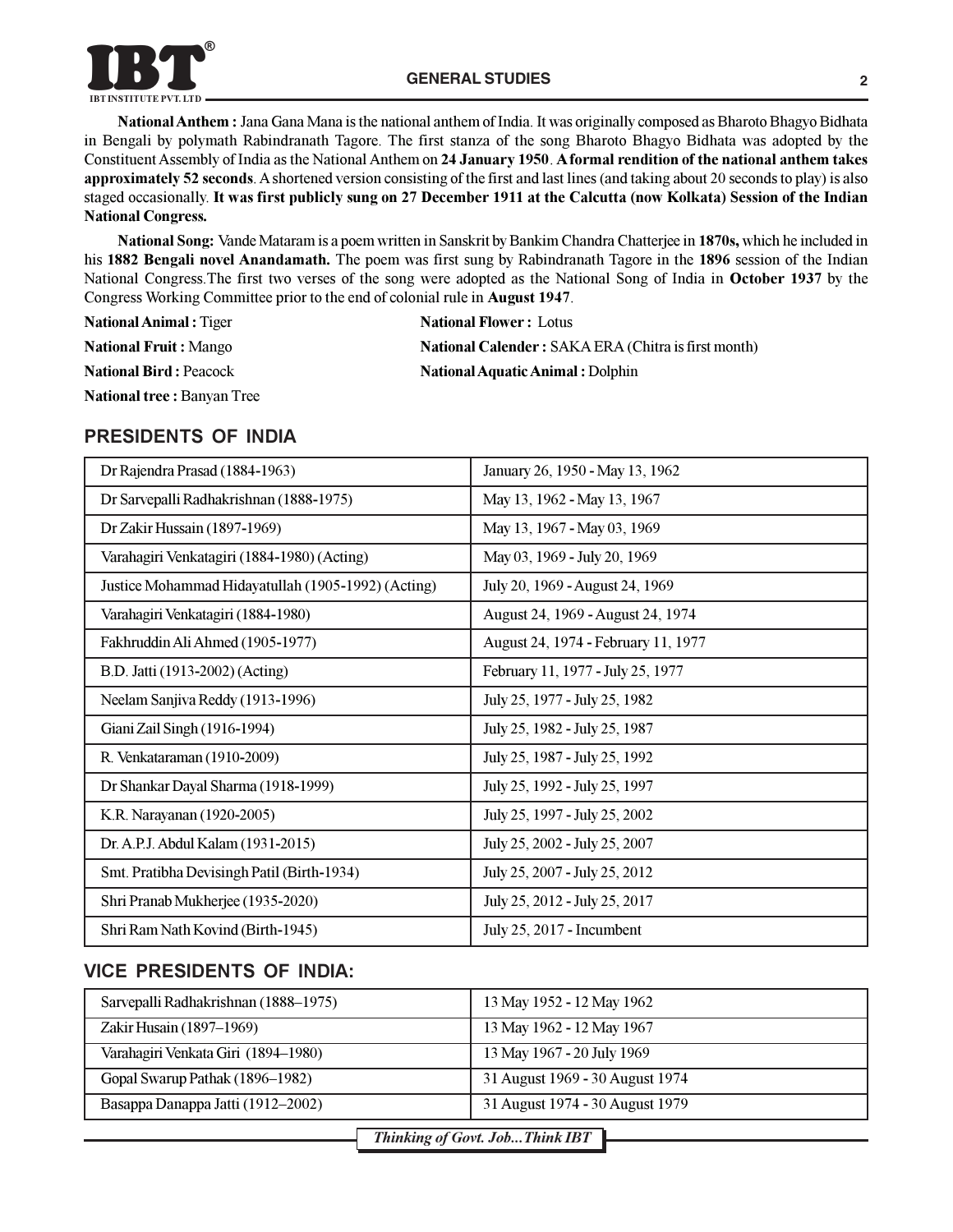**National Anthem :** Jana Gana Mana is the national anthem of India. It was originally composed as Bharoto Bhagyo Bidhata in Bengali by polymath Rabindranath Tagore. The first stanza of the song Bharoto Bhagyo Bidhata was adopted by the Constituent Assembly of India as the National Anthem on **24 January 1950**. **A formal rendition of the national anthem takes approximately 52 seconds**. A shortened version consisting of the first and last lines (and taking about 20 seconds to play) is also staged occasionally. **It was first publicly sung on 27 December 1911 at the Calcutta (now Kolkata) Session of the Indian National Congress.**

**National Song:** Vande Mataram is a poem written in Sanskrit by Bankim Chandra Chatterjee in **1870s,** which he included in his **1882 Bengali novel Anandamath.** The poem was first sung by Rabindranath Tagore in the **1896** session of the Indian National Congress.The first two verses of the song were adopted as the National Song of India in **October 1937** by the Congress Working Committee prior to the end of colonial rule in **August 1947**.

**National Animal :** Tiger

**National Fruit :** Mango

**National Bird :** Peacock

**National tree :** Banyan Tree

**National Flower :** Lotus

**National Calender :** SAKA ERA (Chitra is first month)

**National Aquatic Animal :** Dolphin

## PRESIDENTS OF INDIA

| | |
|---|---|
| Dr Rajendra Prasad (1884-1963) | January 26, 1950 - May 13, 1962 |
| Dr Sarvepalli Radhakrishnan (1888-1975) | May 13, 1962 - May 13, 1967 |
| Dr Zakir Hussain (1897-1969) | May 13, 1967 - May 03, 1969 |
| Varahagiri Venkatagiri (1884-1980) (Acting) | May 03, 1969 - July 20, 1969 |
| Justice Mohammad Hidayatullah (1905-1992) (Acting) | July 20, 1969 - August 24, 1969 |
| Varahagiri Venkatagiri (1884-1980) | August 24, 1969 - August 24, 1974 |
| Fakhruddin Ali Ahmed (1905-1977) | August 24, 1974 - February 11, 1977 |
| B.D. Jatti (1913-2002) (Acting) | February 11, 1977 - July 25, 1977 |
| Neelam Sanjiva Reddy (1913-1996) | July 25, 1977 - July 25, 1982 |
| Giani Zail Singh (1916-1994) | July 25, 1982 - July 25, 1987 |
| R. Venkataraman (1910-2009) | July 25, 1987 - July 25, 1992 |
| Dr Shankar Dayal Sharma (1918-1999) | July 25, 1992 - July 25, 1997 |
| K.R. Narayanan (1920-2005) | July 25, 1997 - July 25, 2002 |
| Dr. A.P.J. Abdul Kalam (1931-2015) | July 25, 2002 - July 25, 2007 |
| Smt. Pratibha Devisingh Patil (Birth-1934) | July 25, 2007 - July 25, 2012 |
| Shri Pranab Mukherjee (1935-2020) | July 25, 2012 - July 25, 2017 |
| Shri Ram Nath Kovind (Birth-1945) | July 25, 2017 - Incumbent |

## VICE PRESIDENTS OF INDIA:

| | |
|---|---|
| Sarvepalli Radhakrishnan (1888–1975) | 13 May 1952 - 12 May 1962 |
| Zakir Husain (1897–1969) | 13 May 1962 - 12 May 1967 |
| Varahagiri Venkata Giri (1894–1980) | 13 May 1967 - 20 July 1969 |
| Gopal Swarup Pathak (1896–1982) | 31 August 1969 - 30 August 1974 |
| Basappa Danappa Jatti (1912–2002) | 31 August 1974 - 30 August 1979 |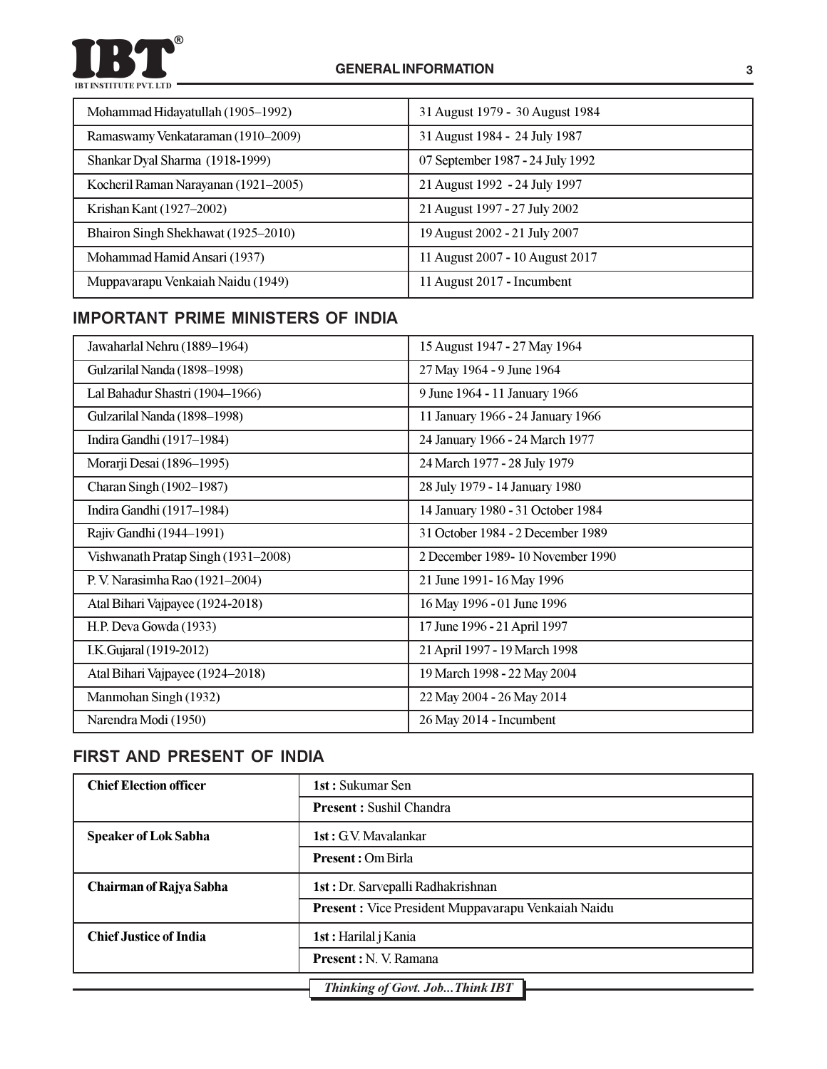| | |
|---|---|
| Mohammad Hidayatullah (1905–1992) | 31 August 1979 - 30 August 1984 |
| Ramaswamy Venkataraman (1910–2009) | 31 August 1984 - 24 July 1987 |
| Shankar Dyal Sharma (1918-1999) | 07 September 1987 - 24 July 1992 |
| Kocheril Raman Narayanan (1921–2005) | 21 August 1992 - 24 July 1997 |
| Krishan Kant (1927–2002) | 21 August 1997 - 27 July 2002 |
| Bhairon Singh Shekhawat (1925–2010) | 19 August 2002 - 21 July 2007 |
| Mohammad Hamid Ansari (1937) | 11 August 2007 - 10 August 2017 |
| Muppavarapu Venkaiah Naidu (1949) | 11 August 2017 - Incumbent |

## IMPORTANT PRIME MINISTERS OF INDIA

| | |
|---|---|
| Jawaharlal Nehru (1889–1964) | 15 August 1947 - 27 May 1964 |
| Gulzarilal Nanda (1898–1998) | 27 May 1964 - 9 June 1964 |
| Lal Bahadur Shastri (1904–1966) | 9 June 1964 - 11 January 1966 |
| Gulzarilal Nanda (1898–1998) | 11 January 1966 - 24 January 1966 |
| Indira Gandhi (1917–1984) | 24 January 1966 - 24 March 1977 |
| Morarji Desai (1896–1995) | 24 March 1977 - 28 July 1979 |
| Charan Singh (1902–1987) | 28 July 1979 - 14 January 1980 |
| Indira Gandhi (1917–1984) | 14 January 1980 - 31 October 1984 |
| Rajiv Gandhi (1944–1991) | 31 October 1984 - 2 December 1989 |
| Vishwanath Pratap Singh (1931–2008) | 2 December 1989- 10 November 1990 |
| P. V. Narasimha Rao (1921–2004) | 21 June 1991- 16 May 1996 |
| Atal Bihari Vajpayee (1924-2018) | 16 May 1996 - 01 June 1996 |
| H.P. Deva Gowda (1933) | 17 June 1996 - 21 April 1997 |
| I.K.Gujaral (1919-2012) | 21 April 1997 - 19 March 1998 |
| Atal Bihari Vajpayee (1924–2018) | 19 March 1998 - 22 May 2004 |
| Manmohan Singh (1932) | 22 May 2004 - 26 May 2014 |
| Narendra Modi (1950) | 26 May 2014 - Incumbent |

## FIRST AND PRESENT OF INDIA

| | |
|---|---|
| **Chief Election officer** | **1st :** Sukumar Sen |
| | **Present :** Sushil Chandra |
| **Speaker of Lok Sabha** | **1st :** G.V. Mavalankar |
| | **Present :** Om Birla |
| **Chairman of Rajya Sabha** | **1st :** Dr. Sarvepalli Radhakrishnan |
| | **Present :** Vice President Muppavarapu Venkaiah Naidu |
| **Chief Justice of India** | **1st :** Harilal j Kania |
| | **Present :** N. V. Ramana |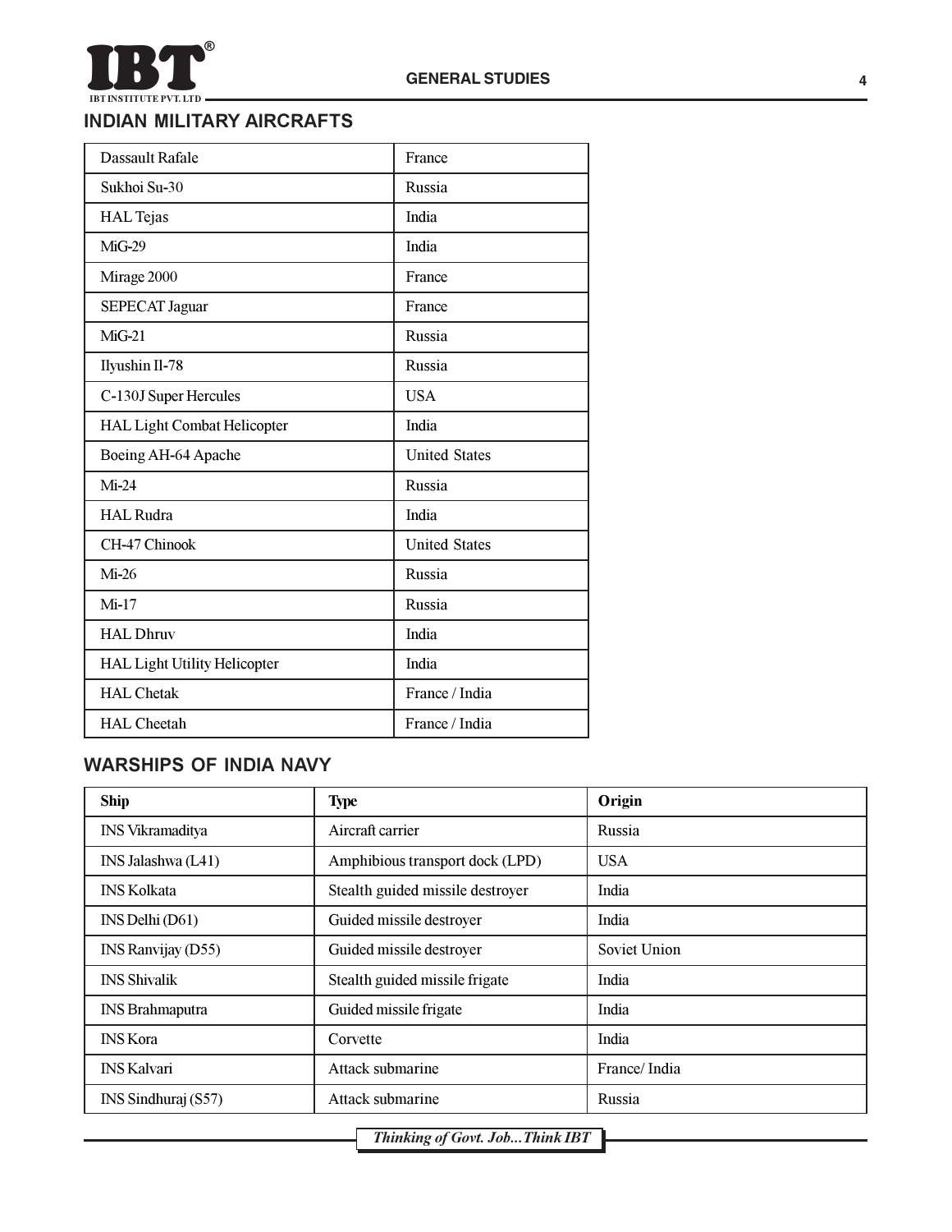## INDIAN MILITARY AIRCRAFTS

| | |
|---|---|
| Dassault Rafale | France |
| Sukhoi Su-30 | Russia |
| HAL Tejas | India |
| MiG-29 | India |
| Mirage 2000 | France |
| SEPECAT Jaguar | France |
| MiG-21 | Russia |
| Ilyushin Il-78 | Russia |
| C-130J Super Hercules | USA |
| HAL Light Combat Helicopter | India |
| Boeing AH-64 Apache | United States |
| Mi-24 | Russia |
| HAL Rudra | India |
| CH-47 Chinook | United States |
| Mi-26 | Russia |
| Mi-17 | Russia |
| HAL Dhruv | India |
| HAL Light Utility Helicopter | India |
| HAL Chetak | France / India |
| HAL Cheetah | France / India |

## WARSHIPS OF INDIA NAVY

| Ship | Type | Origin |
|---|---|---|
| INS Vikramaditya | Aircraft carrier | Russia |
| INS Jalashwa (L41) | Amphibious transport dock (LPD) | USA |
| INS Kolkata | Stealth guided missile destroyer | India |
| INS Delhi (D61) | Guided missile destroyer | India |
| INS Ranvijay (D55) | Guided missile destroyer | Soviet Union |
| INS Shivalik | Stealth guided missile frigate | India |
| INS Brahmaputra | Guided missile frigate | India |
| INS Kora | Corvette | India |
| INS Kalvari | Attack submarine | France/ India |
| INS Sindhuraj (S57) | Attack submarine | Russia |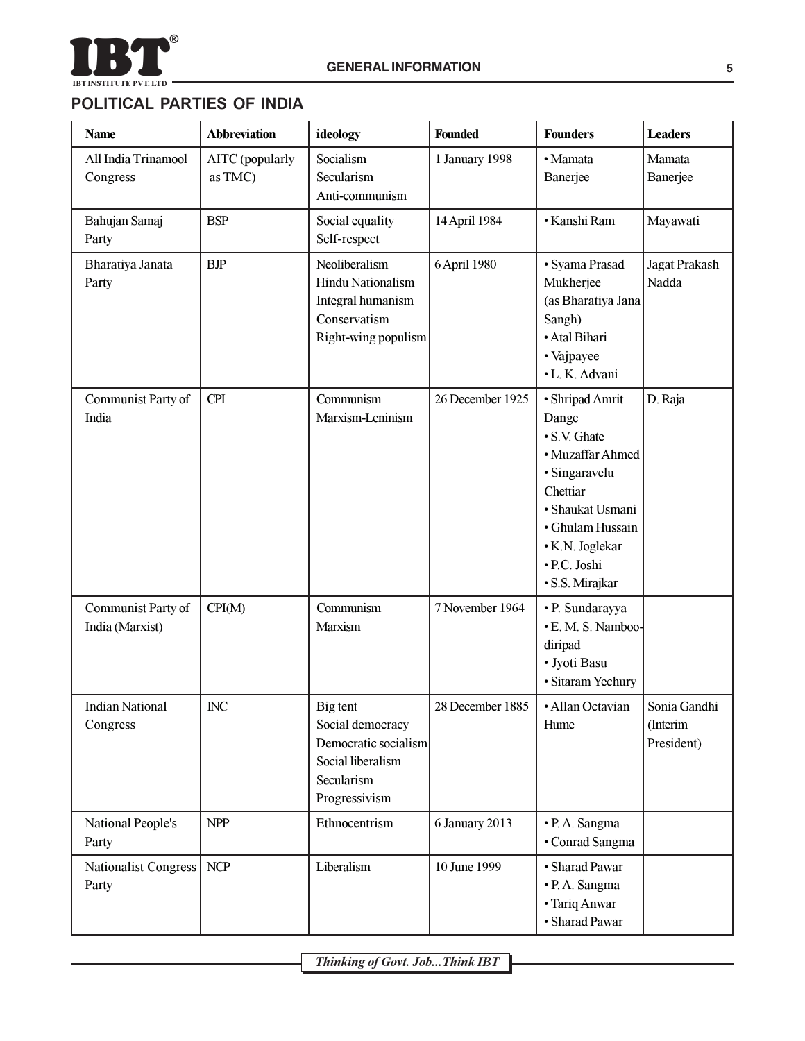## POLITICAL PARTIES OF INDIA

| Name | Abbreviation | ideology | Founded | Founders | Leaders |
|---|---|---|---|---|---|
| All India Trinamool Congress | AITC (popularly as TMC) | Socialism<br>Secularism<br>Anti-communism | 1 January 1998 | • Mamata Banerjee | Mamata Banerjee |
| Bahujan Samaj Party | BSP | Social equality<br>Self-respect | 14 April 1984 | • Kanshi Ram | Mayawati |
| Bharatiya Janata Party | BJP | Neoliberalism<br>Hindu Nationalism<br>Integral humanism<br>Conservatism<br>Right-wing populism | 6 April 1980 | • Syama Prasad Mukherjee (as Bharatiya Jana Sangh)<br>• Atal Bihari<br>• Vajpayee<br>• L. K. Advani | Jagat Prakash Nadda |
| Communist Party of India | CPI | Communism<br>Marxism-Leninism | 26 December 1925 | • Shripad Amrit Dange<br>• S.V. Ghate<br>• Muzaffar Ahmed<br>• Singaravelu Chettiar<br>• Shaukat Usmani<br>• Ghulam Hussain<br>• K.N. Joglekar<br>• P.C. Joshi<br>• S.S. Mirajkar | D. Raja |
| Communist Party of India (Marxist) | CPI(M) | Communism<br>Marxism | 7 November 1964 | • P. Sundarayya<br>• E. M. S. Namboodiripad<br>• Jyoti Basu<br>• Sitaram Yechury | |
| Indian National Congress | INC | Big tent<br>Social democracy<br>Democratic socialism<br>Social liberalism<br>Secularism<br>Progressivism | 28 December 1885 | • Allan Octavian Hume | Sonia Gandhi (Interim President) |
| National People's Party | NPP | Ethnocentrism | 6 January 2013 | • P. A. Sangma<br>• Conrad Sangma | |
| Nationalist Congress Party | NCP | Liberalism | 10 June 1999 | • Sharad Pawar<br>• P. A. Sangma<br>• Tariq Anwar<br>• Sharad Pawar | |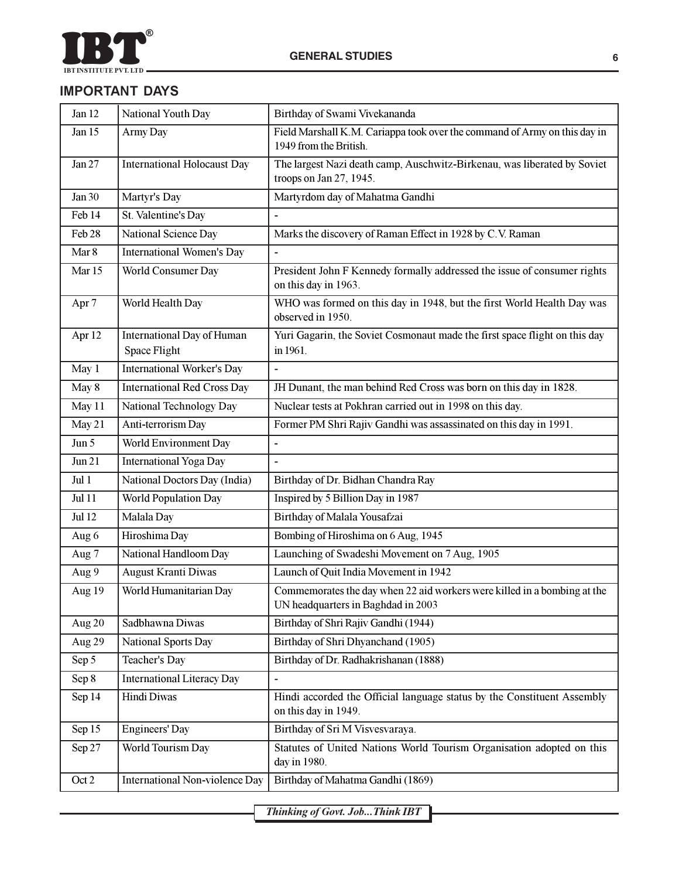## IMPORTANT DAYS

| | | |
|---|---|---|
| Jan 12 | National Youth Day | Birthday of Swami Vivekananda |
| Jan 15 | Army Day | Field Marshall K.M. Cariappa took over the command of Army on this day in 1949 from the British. |
| Jan 27 | International Holocaust Day | The largest Nazi death camp, Auschwitz-Birkenau, was liberated by Soviet troops on Jan 27, 1945. |
| Jan 30 | Martyr's Day | Martyrdom day of Mahatma Gandhi |
| Feb 14 | St. Valentine's Day | - |
| Feb 28 | National Science Day | Marks the discovery of Raman Effect in 1928 by C.V. Raman |
| Mar 8 | International Women's Day | - |
| Mar 15 | World Consumer Day | President John F Kennedy formally addressed the issue of consumer rights on this day in 1963. |
| Apr 7 | World Health Day | WHO was formed on this day in 1948, but the first World Health Day was observed in 1950. |
| Apr 12 | International Day of Human Space Flight | Yuri Gagarin, the Soviet Cosmonaut made the first space flight on this day in 1961. |
| May 1 | International Worker's Day | - |
| May 8 | International Red Cross Day | JH Dunant, the man behind Red Cross was born on this day in 1828. |
| May 11 | National Technology Day | Nuclear tests at Pokhran carried out in 1998 on this day. |
| May 21 | Anti-terrorism Day | Former PM Shri Rajiv Gandhi was assassinated on this day in 1991. |
| Jun 5 | World Environment Day | - |
| Jun 21 | International Yoga Day | - |
| Jul 1 | National Doctors Day (India) | Birthday of Dr. Bidhan Chandra Ray |
| Jul 11 | World Population Day | Inspired by 5 Billion Day in 1987 |
| Jul 12 | Malala Day | Birthday of Malala Yousafzai |
| Aug 6 | Hiroshima Day | Bombing of Hiroshima on 6 Aug, 1945 |
| Aug 7 | National Handloom Day | Launching of Swadeshi Movement on 7 Aug, 1905 |
| Aug 9 | August Kranti Diwas | Launch of Quit India Movement in 1942 |
| Aug 19 | World Humanitarian Day | Commemorates the day when 22 aid workers were killed in a bombing at the UN headquarters in Baghdad in 2003 |
| Aug 20 | Sadbhawna Diwas | Birthday of Shri Rajiv Gandhi (1944) |
| Aug 29 | National Sports Day | Birthday of Shri Dhyanchand (1905) |
| Sep 5 | Teacher's Day | Birthday of Dr. Radhakrishanan (1888) |
| Sep 8 | International Literacy Day | - |
| Sep 14 | Hindi Diwas | Hindi accorded the Official language status by the Constituent Assembly on this day in 1949. |
| Sep 15 | Engineers' Day | Birthday of Sri M Visvesvaraya. |
| Sep 27 | World Tourism Day | Statutes of United Nations World Tourism Organisation adopted on this day in 1980. |
| Oct 2 | International Non-violence Day | Birthday of Mahatma Gandhi (1869) |